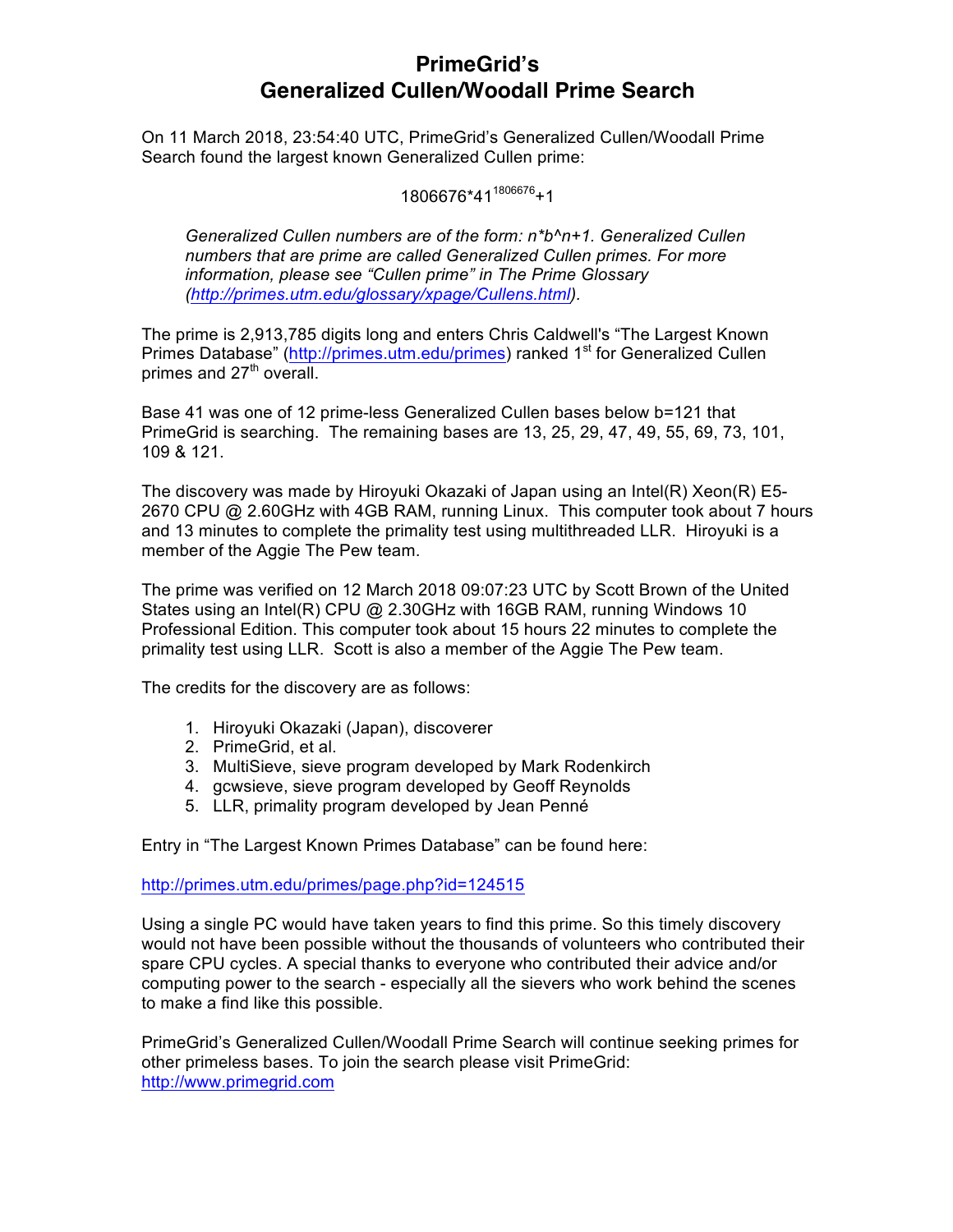# PrimeGrid's
# Generalized Cullen/Woodall Prime Search

On 11 March 2018, 23:54:40 UTC, PrimeGrid's Generalized Cullen/Woodall Prime Search found the largest known Generalized Cullen prime:

$$1806676*41^{1806676}+1$$

> *Generalized Cullen numbers are of the form: n*b^n+1. Generalized Cullen numbers that are prime are called Generalized Cullen primes. For more information, please see "Cullen prime" in The Prime Glossary (http://primes.utm.edu/glossary/xpage/Cullens.html).*

The prime is 2,913,785 digits long and enters Chris Caldwell's "The Largest Known Primes Database" (http://primes.utm.edu/primes) ranked 1st for Generalized Cullen primes and 27th overall.

Base 41 was one of 12 prime-less Generalized Cullen bases below b=121 that PrimeGrid is searching. The remaining bases are 13, 25, 29, 47, 49, 55, 69, 73, 101, 109 & 121.

The discovery was made by Hiroyuki Okazaki of Japan using an Intel(R) Xeon(R) E5-2670 CPU @ 2.60GHz with 4GB RAM, running Linux. This computer took about 7 hours and 13 minutes to complete the primality test using multithreaded LLR. Hiroyuki is a member of the Aggie The Pew team.

The prime was verified on 12 March 2018 09:07:23 UTC by Scott Brown of the United States using an Intel(R) CPU @ 2.30GHz with 16GB RAM, running Windows 10 Professional Edition. This computer took about 15 hours 22 minutes to complete the primality test using LLR. Scott is also a member of the Aggie The Pew team.

The credits for the discovery are as follows:

1. Hiroyuki Okazaki (Japan), discoverer
2. PrimeGrid, et al.
3. MultiSieve, sieve program developed by Mark Rodenkirch
4. gcwsieve, sieve program developed by Geoff Reynolds
5. LLR, primality program developed by Jean Penné

Entry in "The Largest Known Primes Database" can be found here:

http://primes.utm.edu/primes/page.php?id=124515

Using a single PC would have taken years to find this prime. So this timely discovery would not have been possible without the thousands of volunteers who contributed their spare CPU cycles. A special thanks to everyone who contributed their advice and/or computing power to the search - especially all the sievers who work behind the scenes to make a find like this possible.

PrimeGrid's Generalized Cullen/Woodall Prime Search will continue seeking primes for other primeless bases. To join the search please visit PrimeGrid: http://www.primegrid.com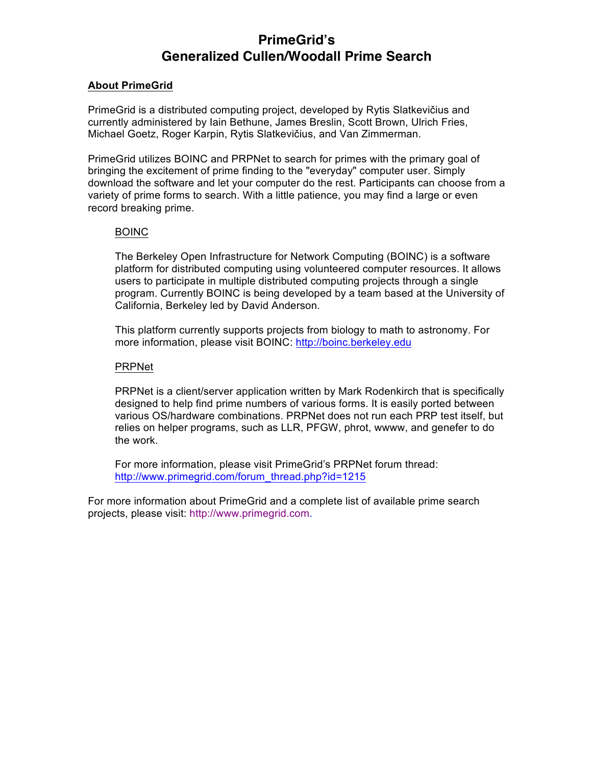# PrimeGrid's
# Generalized Cullen/Woodall Prime Search

**About PrimeGrid**

PrimeGrid is a distributed computing project, developed by Rytis Slatkevičius and currently administered by Iain Bethune, James Breslin, Scott Brown, Ulrich Fries, Michael Goetz, Roger Karpin, Rytis Slatkevičius, and Van Zimmerman.

PrimeGrid utilizes BOINC and PRPNet to search for primes with the primary goal of bringing the excitement of prime finding to the "everyday" computer user. Simply download the software and let your computer do the rest. Participants can choose from a variety of prime forms to search. With a little patience, you may find a large or even record breaking prime.

BOINC

The Berkeley Open Infrastructure for Network Computing (BOINC) is a software platform for distributed computing using volunteered computer resources. It allows users to participate in multiple distributed computing projects through a single program. Currently BOINC is being developed by a team based at the University of California, Berkeley led by David Anderson.

This platform currently supports projects from biology to math to astronomy. For more information, please visit BOINC: http://boinc.berkeley.edu

PRPNet

PRPNet is a client/server application written by Mark Rodenkirch that is specifically designed to help find prime numbers of various forms. It is easily ported between various OS/hardware combinations. PRPNet does not run each PRP test itself, but relies on helper programs, such as LLR, PFGW, phrot, wwww, and genefer to do the work.

For more information, please visit PrimeGrid's PRPNet forum thread: http://www.primegrid.com/forum_thread.php?id=1215

For more information about PrimeGrid and a complete list of available prime search projects, please visit: http://www.primegrid.com.